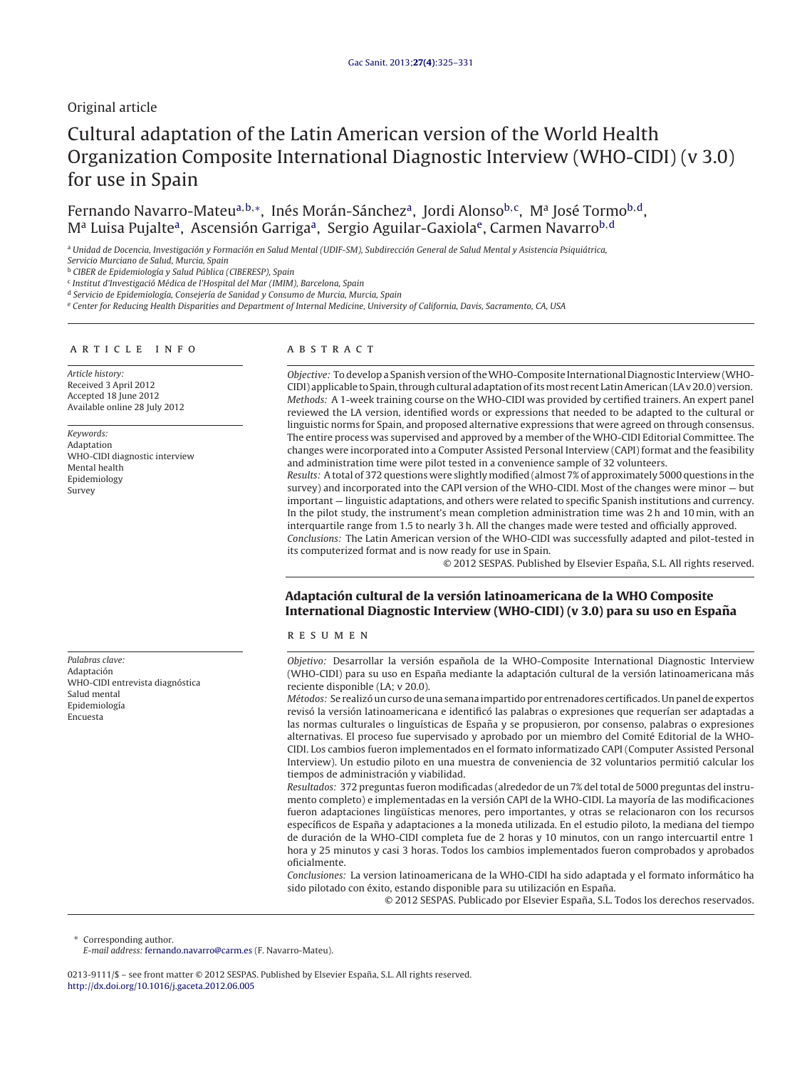Original article

# Cultural adaptation of the Latin American version of the World Health Organization Composite International Diagnostic Interview (WHO-CIDI) (v 3.0) for use in Spain

Fernando Navarro-Mateu[a,b,*], Inés Morán-Sánchez[a], Jordi Alonso[b,c], Mª José Tormo[b,d], Mª Luisa Pujalte[a], Ascensión Garriga[a], Sergio Aguilar-Gaxiola[e], Carmen Navarro[b,d]

[a] *Unidad de Docencia, Investigación y Formación en Salud Mental (UDIF-SM), Subdirección General de Salud Mental y Asistencia Psiquiátrica, Servicio Murciano de Salud, Murcia, Spain*
[b] *CIBER de Epidemiología y Salud Pública (CIBERESP), Spain*
[c] *Institut d'Investigació Médica de l'Hospital del Mar (IMIM), Barcelona, Spain*
[d] *Servicio de Epidemiología, Consejería de Sanidad y Consumo de Murcia, Murcia, Spain*
[e] *Center for Reducing Health Disparities and Department of Internal Medicine, University of California, Davis, Sacramento, CA, USA*

## ARTICLE INFO

*Article history:*
Received 3 April 2012
Accepted 18 June 2012
Available online 28 July 2012

*Keywords:*
Adaptation
WHO-CIDI diagnostic interview
Mental health
Epidemiology
Survey

## ABSTRACT

*Objective:* To develop a Spanish version of the WHO-Composite International Diagnostic Interview (WHO-CIDI) applicable to Spain, through cultural adaptation of its most recent Latin American (LA v 20.0) version.

*Methods:* A 1-week training course on the WHO-CIDI was provided by certified trainers. An expert panel reviewed the LA version, identified words or expressions that needed to be adapted to the cultural or linguistic norms for Spain, and proposed alternative expressions that were agreed on through consensus. The entire process was supervised and approved by a member of the WHO-CIDI Editorial Committee. The changes were incorporated into a Computer Assisted Personal Interview (CAPI) format and the feasibility and administration time were pilot tested in a convenience sample of 32 volunteers.

*Results:* A total of 372 questions were slightly modified (almost 7% of approximately 5000 questions in the survey) and incorporated into the CAPI version of the WHO-CIDI. Most of the changes were minor — but important — linguistic adaptations, and others were related to specific Spanish institutions and currency. In the pilot study, the instrument's mean completion administration time was 2 h and 10 min, with an interquartile range from 1.5 to nearly 3 h. All the changes made were tested and officially approved.

*Conclusions:* The Latin American version of the WHO-CIDI was successfully adapted and pilot-tested in its computerized format and is now ready for use in Spain.

© 2012 SESPAS. Published by Elsevier España, S.L. All rights reserved.

## Adaptación cultural de la versión latinoamericana de la WHO Composite International Diagnostic Interview (WHO-CIDI) (v 3.0) para su uso en España

*Palabras clave:*
Adaptación
WHO-CIDI entrevista diagnóstica
Salud mental
Epidemiología
Encuesta

## RESUMEN

*Objetivo:* Desarrollar la versión española de la WHO-Composite International Diagnostic Interview (WHO-CIDI) para su uso en España mediante la adaptación cultural de la versión latinoamericana más reciente disponible (LA; v 20.0).

*Métodos:* Se realizó un curso de una semana impartido por entrenadores certificados. Un panel de expertos revisó la versión latinoamericana e identificó las palabras o expresiones que requerían ser adaptadas a las normas culturales o lingüísticas de España y se propusieron, por consenso, palabras o expresiones alternativas. El proceso fue supervisado y aprobado por un miembro del Comité Editorial de la WHO-CIDI. Los cambios fueron implementados en el formato informatizado CAPI (Computer Assisted Personal Interview). Un estudio piloto en una muestra de conveniencia de 32 voluntarios permitió calcular los tiempos de administración y viabilidad.

*Resultados:* 372 preguntas fueron modificadas (alrededor de un 7% del total de 5000 preguntas del instrumento completo) e implementadas en la versión CAPI de la WHO-CIDI. La mayoría de las modificaciones fueron adaptaciones lingüísticas menores, pero importantes, y otras se relacionaron con los recursos específicos de España y adaptaciones a la moneda utilizada. En el estudio piloto, la mediana del tiempo de duración de la WHO-CIDI completa fue de 2 horas y 10 minutos, con un rango intercuartil entre 1 hora y 25 minutos y casi 3 horas. Todos los cambios implementados fueron comprobados y aprobados oficialmente.

*Conclusiones:* La version latinoamericana de la WHO-CIDI ha sido adaptada y el formato informático ha sido pilotado con éxito, estando disponible para su utilización en España.

© 2012 SESPAS. Publicado por Elsevier España, S.L. Todos los derechos reservados.

\* Corresponding author.
*E-mail address:* fernando.navarro@carm.es (F. Navarro-Mateu).

0213-9111/$ – see front matter © 2012 SESPAS. Published by Elsevier España, S.L. All rights reserved.
http://dx.doi.org/10.1016/j.gaceta.2012.06.005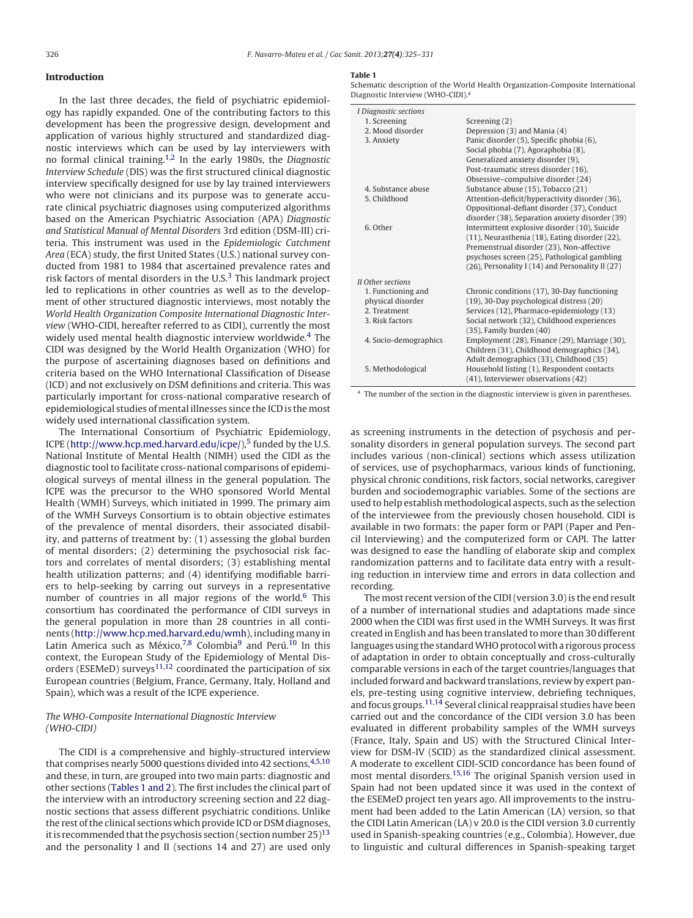## Introduction

In the last three decades, the field of psychiatric epidemiology has rapidly expanded. One of the contributing factors to this development has been the progressive design, development and application of various highly structured and standardized diagnostic interviews which can be used by lay interviewers with no formal clinical training.[1,2] In the early 1980s, the *Diagnostic Interview Schedule* (DIS) was the first structured clinical diagnostic interview specifically designed for use by lay trained interviewers who were not clinicians and its purpose was to generate accurate clinical psychiatric diagnoses using computerized algorithms based on the American Psychiatric Association (APA) *Diagnostic and Statistical Manual of Mental Disorders* 3rd edition (DSM-III) criteria. This instrument was used in the *Epidemiologic Catchment Area* (ECA) study, the first United States (U.S.) national survey conducted from 1981 to 1984 that ascertained prevalence rates and risk factors of mental disorders in the U.S.[3] This landmark project led to replications in other countries as well as to the development of other structured diagnostic interviews, most notably the *World Health Organization Composite International Diagnostic Interview* (WHO-CIDI, hereafter referred to as CIDI), currently the most widely used mental health diagnostic interview worldwide.[4] The CIDI was designed by the World Health Organization (WHO) for the purpose of ascertaining diagnoses based on definitions and criteria based on the WHO International Classification of Disease (ICD) and not exclusively on DSM definitions and criteria. This was particularly important for cross-national comparative research of epidemiological studies of mental illnesses since the ICD is the most widely used international classification system.

The International Consortium of Psychiatric Epidemiology, ICPE (http://www.hcp.med.harvard.edu/icpe/),[5] funded by the U.S. National Institute of Mental Health (NIMH) used the CIDI as the diagnostic tool to facilitate cross-national comparisons of epidemiological surveys of mental illness in the general population. The ICPE was the precursor to the WHO sponsored World Mental Health (WMH) Surveys, which initiated in 1999. The primary aim of the WMH Surveys Consortium is to obtain objective estimates of the prevalence of mental disorders, their associated disability, and patterns of treatment by: (1) assessing the global burden of mental disorders; (2) determining the psychosocial risk factors and correlates of mental disorders; (3) establishing mental health utilization patterns; and (4) identifying modifiable barriers to help-seeking by carring out surveys in a representative number of countries in all major regions of the world.[6] This consortium has coordinated the performance of CIDI surveys in the general population in more than 28 countries in all continents (http://www.hcp.med.harvard.edu/wmh), including many in Latin America such as México,[7,8] Colombia[9] and Perú.[10] In this context, the European Study of the Epidemiology of Mental Disorders (ESEMeD) surveys[11,12] coordinated the participation of six European countries (Belgium, France, Germany, Italy, Holland and Spain), which was a result of the ICPE experience.

### The WHO-Composite International Diagnostic Interview (WHO-CIDI)

The CIDI is a comprehensive and highly-structured interview that comprises nearly 5000 questions divided into 42 sections,[4,5,10] and these, in turn, are grouped into two main parts: diagnostic and other sections (Tables 1 and 2). The first includes the clinical part of the interview with an introductory screening section and 22 diagnostic sections that assess different psychiatric conditions. Unlike the rest of the clinical sections which provide ICD or DSM diagnoses, it is recommended that the psychosis section (section number 25)[13] and the personality I and II (sections 14 and 27) are used only as screening instruments in the detection of psychosis and personality disorders in general population surveys. The second part includes various (non-clinical) sections which assess utilization of services, use of psychopharmacs, various kinds of functioning, physical chronic conditions, risk factors, social networks, caregiver burden and sociodemographic variables. Some of the sections are used to help establish methodological aspects, such as the selection of the interviewee from the previously chosen household. CIDI is available in two formats: the paper form or PAPI (Paper and Pencil Interviewing) and the computerized form or CAPI. The latter was designed to ease the handling of elaborate skip and complex randomization patterns and to facilitate data entry with a resulting reduction in interview time and errors in data collection and recording.

**Table 1**
Schematic description of the World Health Organization-Composite International Diagnostic Interview (WHO-CIDI).[a]

| | |
|---|---|
| *I Diagnostic sections* | |
| 1. Screening | Screening (2) |
| 2. Mood disorder | Depression (3) and Mania (4) |
| 3. Anxiety | Panic disorder (5), Specific phobia (6), Social phobia (7), Agoraphobia (8), Generalized anxiety disorder (9), Post-traumatic stress disorder (16), Obsessive–compulsive disorder (24) |
| 4. Substance abuse | Substance abuse (15), Tobacco (21) |
| 5. Childhood | Attention-deficit/hyperactivity disorder (36), Oppositional-defiant disorder (37), Conduct disorder (38), Separation anxiety disorder (39) |
| 6. Other | Intermittent explosive disorder (10), Suicide (11), Neurasthenia (18), Eating disorder (22), Premenstrual disorder (23), Non-affective psychoses screen (25), Pathological gambling (26), Personality I (14) and Personality II (27) |
| *II Other sections* | |
| 1. Functioning and physical disorder | Chronic conditions (17), 30-Day functioning (19), 30-Day psychological distress (20) |
| 2. Treatment | Services (12), Pharmaco-epidemiology (13) |
| 3. Risk factors | Social network (32), Childhood experiences (35), Family burden (40) |
| 4. Socio-demographics | Employment (28), Finance (29), Marriage (30), Children (31), Childhood demographics (34), Adult demographics (33), Childhood (35) |
| 5. Methodological | Household listing (1), Respondent contacts (41), Interviewer observations (42) |

[a] The number of the section in the diagnostic interview is given in parentheses.

The most recent version of the CIDI (version 3.0) is the end result of a number of international studies and adaptations made since 2000 when the CIDI was first used in the WMH Surveys. It was first created in English and has been translated to more than 30 different languages using the standard WHO protocol with a rigorous process of adaptation in order to obtain conceptually and cross-culturally comparable versions in each of the target countries/languages that included forward and backward translations, review by expert panels, pre-testing using cognitive interview, debriefing techniques, and focus groups.[11,14] Several clinical reappraisal studies have been carried out and the concordance of the CIDI version 3.0 has been evaluated in different probability samples of the WMH surveys (France, Italy, Spain and US) with the Structured Clinical Interview for DSM-IV (SCID) as the standardized clinical assessment. A moderate to excellent CIDI-SCID concordance has been found of most mental disorders.[15,16] The original Spanish version used in Spain had not been updated since it was used in the context of the ESEMeD project ten years ago. All improvements to the instrument had been added to the Latin American (LA) version, so that the CIDI Latin American (LA) v 20.0 is the CIDI version 3.0 currently used in Spanish-speaking countries (e.g., Colombia). However, due to linguistic and cultural differences in Spanish-speaking target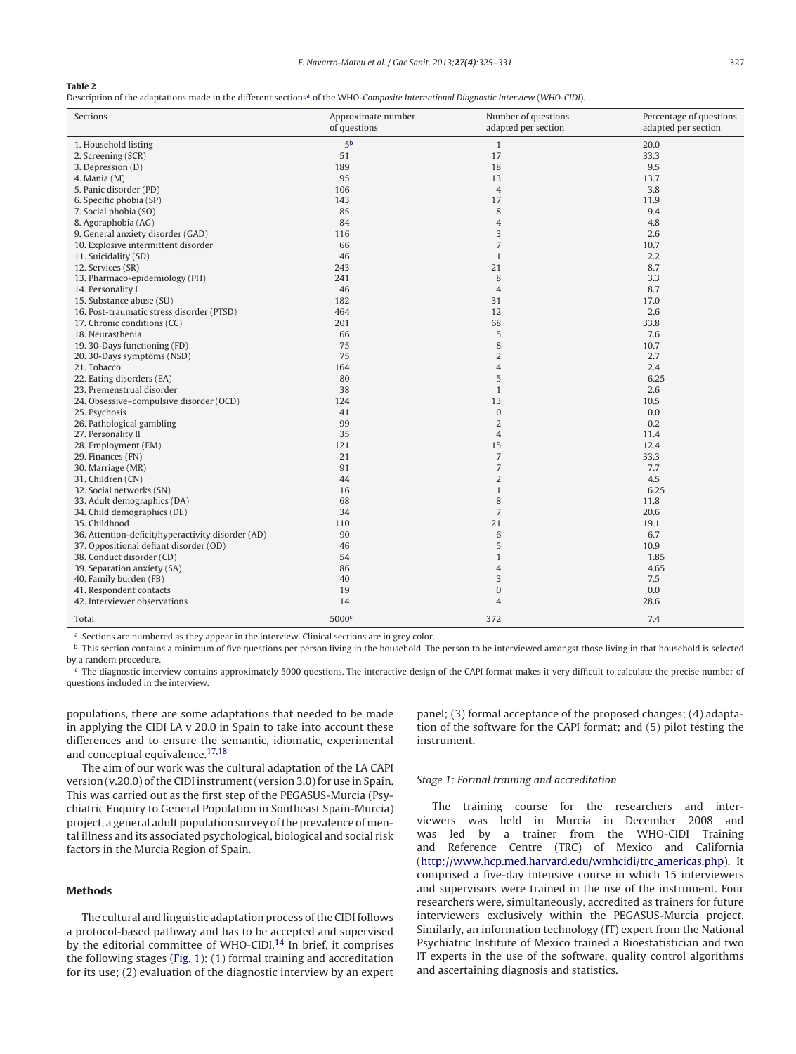**Table 2**

Description of the adaptations made in the different sections[a] of the WHO-*Composite International Diagnostic Interview* (*WHO-CIDI*).

| Sections | Approximate number of questions | Number of questions adapted per section | Percentage of questions adapted per section |
|---|---|---|---|
| 1. Household listing | 5[b] | 1 | 20.0 |
| 2. Screening (SCR) | 51 | 17 | 33.3 |
| 3. Depression (D) | 189 | 18 | 9.5 |
| 4. Mania (M) | 95 | 13 | 13.7 |
| 5. Panic disorder (PD) | 106 | 4 | 3.8 |
| 6. Specific phobia (SP) | 143 | 17 | 11.9 |
| 7. Social phobia (SO) | 85 | 8 | 9.4 |
| 8. Agoraphobia (AG) | 84 | 4 | 4.8 |
| 9. General anxiety disorder (GAD) | 116 | 3 | 2.6 |
| 10. Explosive intermittent disorder | 66 | 7 | 10.7 |
| 11. Suicidality (SD) | 46 | 1 | 2.2 |
| 12. Services (SR) | 243 | 21 | 8.7 |
| 13. Pharmaco-epidemiology (PH) | 241 | 8 | 3.3 |
| 14. Personality I | 46 | 4 | 8.7 |
| 15. Substance abuse (SU) | 182 | 31 | 17.0 |
| 16. Post-traumatic stress disorder (PTSD) | 464 | 12 | 2.6 |
| 17. Chronic conditions (CC) | 201 | 68 | 33.8 |
| 18. Neurasthenia | 66 | 5 | 7.6 |
| 19. 30-Days functioning (FD) | 75 | 8 | 10.7 |
| 20. 30-Days symptoms (NSD) | 75 | 2 | 2.7 |
| 21. Tobacco | 164 | 4 | 2.4 |
| 22. Eating disorders (EA) | 80 | 5 | 6.25 |
| 23. Premenstrual disorder | 38 | 1 | 2.6 |
| 24. Obsessive–compulsive disorder (OCD) | 124 | 13 | 10.5 |
| 25. Psychosis | 41 | 0 | 0.0 |
| 26. Pathological gambling | 99 | 2 | 0.2 |
| 27. Personality II | 35 | 4 | 11.4 |
| 28. Employment (EM) | 121 | 15 | 12.4 |
| 29. Finances (FN) | 21 | 7 | 33.3 |
| 30. Marriage (MR) | 91 | 7 | 7.7 |
| 31. Children (CN) | 44 | 2 | 4.5 |
| 32. Social networks (SN) | 16 | 1 | 6.25 |
| 33. Adult demographics (DA) | 68 | 8 | 11.8 |
| 34. Child demographics (DE) | 34 | 7 | 20.6 |
| 35. Childhood | 110 | 21 | 19.1 |
| 36. Attention-deficit/hyperactivity disorder (AD) | 90 | 6 | 6.7 |
| 37. Oppositional defiant disorder (OD) | 46 | 5 | 10.9 |
| 38. Conduct disorder (CD) | 54 | 1 | 1.85 |
| 39. Separation anxiety (SA) | 86 | 4 | 4.65 |
| 40. Family burden (FB) | 40 | 3 | 7.5 |
| 41. Respondent contacts | 19 | 0 | 0.0 |
| 42. Interviewer observations | 14 | 4 | 28.6 |
| Total | 5000[c] | 372 | 7.4 |

[a] Sections are numbered as they appear in the interview. Clinical sections are in grey color.

[b] This section contains a minimum of five questions per person living in the household. The person to be interviewed amongst those living in that household is selected by a random procedure.

[c] The diagnostic interview contains approximately 5000 questions. The interactive design of the CAPI format makes it very difficult to calculate the precise number of questions included in the interview.

populations, there are some adaptations that needed to be made in applying the CIDI LA v 20.0 in Spain to take into account these differences and to ensure the semantic, idiomatic, experimental and conceptual equivalence.[17,18]

The aim of our work was the cultural adaptation of the LA CAPI version (v.20.0) of the CIDI instrument (version 3.0) for use in Spain. This was carried out as the first step of the PEGASUS-Murcia (Psychiatric Enquiry to General Population in Southeast Spain-Murcia) project, a general adult population survey of the prevalence of mental illness and its associated psychological, biological and social risk factors in the Murcia Region of Spain.

## Methods

The cultural and linguistic adaptation process of the CIDI follows a protocol-based pathway and has to be accepted and supervised by the editorial committee of WHO-CIDI.[14] In brief, it comprises the following stages (Fig. 1): (1) formal training and accreditation for its use; (2) evaluation of the diagnostic interview by an expert panel; (3) formal acceptance of the proposed changes; (4) adaptation of the software for the CAPI format; and (5) pilot testing the instrument.

### *Stage 1: Formal training and accreditation*

The training course for the researchers and interviewers was held in Murcia in December 2008 and was led by a trainer from the WHO-CIDI Training and Reference Centre (TRC) of Mexico and California (http://www.hcp.med.harvard.edu/wmhcidi/trc_americas.php). It comprised a five-day intensive course in which 15 interviewers and supervisors were trained in the use of the instrument. Four researchers were, simultaneously, accredited as trainers for future interviewers exclusively within the PEGASUS-Murcia project. Similarly, an information technology (IT) expert from the National Psychiatric Institute of Mexico trained a Bioestatistician and two IT experts in the use of the software, quality control algorithms and ascertaining diagnosis and statistics.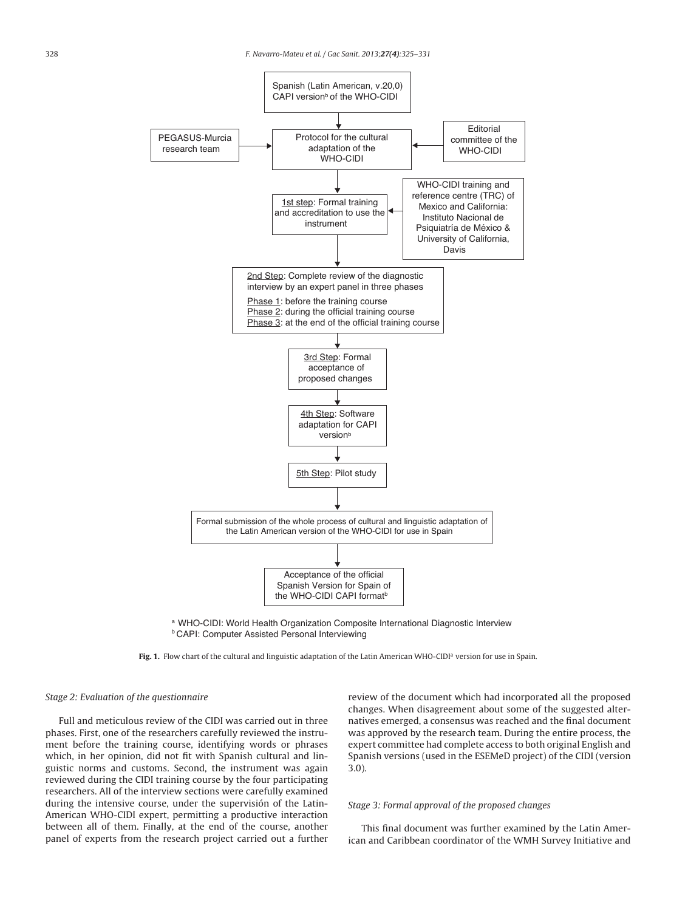Spanish (Latin American, v.20,0) CAPI version[b] of the WHO-CIDI

PEGASUS-Murcia research team

Protocol for the cultural adaptation of the WHO-CIDI

Editorial committee of the WHO-CIDI

1st step: Formal training and accreditation to use the instrument

WHO-CIDI training and reference centre (TRC) of Mexico and California: Instituto Nacional de Psiquiatría de México & University of California, Davis

2nd Step: Complete review of the diagnostic interview by an expert panel in three phases

Phase 1: before the training course
Phase 2: during the official training course
Phase 3: at the end of the official training course

3rd Step: Formal acceptance of proposed changes

4th Step: Software adaptation for CAPI version[b]

5th Step: Pilot study

Formal submission of the whole process of cultural and linguistic adaptation of the Latin American version of the WHO-CIDI for use in Spain

Acceptance of the official Spanish Version for Spain of the WHO-CIDI CAPI format[b]

[a] WHO-CIDI: World Health Organization Composite International Diagnostic Interview
[b] CAPI: Computer Assisted Personal Interviewing

**Fig. 1.** Flow chart of the cultural and linguistic adaptation of the Latin American WHO-CIDI[a] version for use in Spain.

### *Stage 2: Evaluation of the questionnaire*

Full and meticulous review of the CIDI was carried out in three phases. First, one of the researchers carefully reviewed the instrument before the training course, identifying words or phrases which, in her opinion, did not fit with Spanish cultural and linguistic norms and customs. Second, the instrument was again reviewed during the CIDI training course by the four participating researchers. All of the interview sections were carefully examined during the intensive course, under the supervisión of the Latin-American WHO-CIDI expert, permitting a productive interaction between all of them. Finally, at the end of the course, another panel of experts from the research project carried out a further review of the document which had incorporated all the proposed changes. When disagreement about some of the suggested alternatives emerged, a consensus was reached and the final document was approved by the research team. During the entire process, the expert committee had complete access to both original English and Spanish versions (used in the ESEMeD project) of the CIDI (version 3.0).

### *Stage 3: Formal approval of the proposed changes*

This final document was further examined by the Latin American and Caribbean coordinator of the WMH Survey Initiative and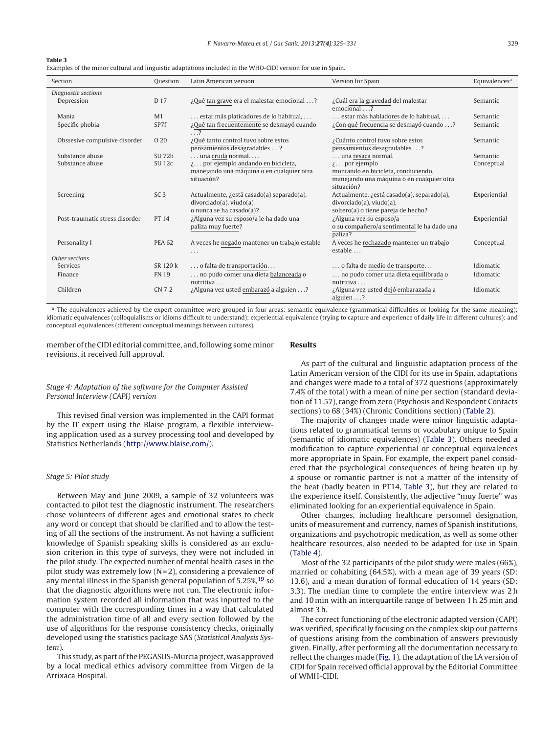**Table 3**

Examples of the minor cultural and linguistic adaptations included in the WHO-CIDI version for use in Spain.

| Section | Question | Latin American version | Version for Spain | Equivalences[a] |
|---|---|---|---|---|
| *Diagnostic sections* | | | | |
| Depression | D 17 | ¿Qué tan grave era el malestar emocional ...? | ¿Cuál era la gravedad del malestar emocional ...? | Semantic |
| Mania | M1 | ... estar más platicadores de lo habitual, ... | ... estar más habladores de lo habitual, ... | Semantic |
| Specific phobia | SP7f | ¿Qué tan frecuentemente se desmayó cuando ...? | ¿Con qué frecuencia se desmayó cuando ...? | Semantic |
| Obssesive compulsive disorder | O 20 | ¿Qué tanto control tuvo sobre estos pensamientos desagradables ...? | ¿Cuánto control tuvo sobre estos pensamientos desagradables ...? | Semantic |
| Substance abuse | SU 72b | ... una cruda normal. ... | ... una resaca normal. | Semantic |
| Substance abuse | SU 12c | ¿... por ejemplo andando en bicicleta, manejando una máquina o en cualquier otra situación? | ¿... por ejemplo montando en bicicleta, conduciendo, manejando una máquina o en cualquier otra situación? | Conceptual |
| Screening | SC 3 | Actualmente, ¿está casado(a) separado(a), divorciado(a), viudo(a) o nunca se ha casado(a)? | Actualmente, ¿está casado(a), separado(a), divorciado(a), viudo(a), soltero(a) o tiene pareja de hecho? | Experiential |
| Post-traumatic stress disorder | PT 14 | ¿Alguna vez su esposo/a le ha dado una paliza muy fuerte? | ¿Alguna vez su esposo/a o su compañero/a sentimental le ha dado una paliza? | Experiential |
| Personality I | PEA 62 | A veces he negado mantener un trabajo estable ... | A veces he rechazado mantener un trabajo estable ... | Conceptual |
| *Other sections* | | | | |
| Services | SR 120 k | ... o falta de transportación... | ... o falta de medio de transporte... | Idiomatic |
| Finance | FN 19 | ... no pudo comer una dieta balanceada o nutritiva ... | ... no pudo comer una dieta equilibrada o nutritiva ... | Idiomatic |
| Children | CN 7_2 | ¿Alguna vez usted embarazó a alguien ...? | ¿Alguna vez usted dejó embarazada a alguien ...? | Idiomatic |

[a] The equivalences achieved by the expert committee were grouped in four areas: semantic equivalence (grammatical difficulties or looking for the same meaning); idiomatic equivalences (colloquialisms or idioms difficult to understand); experiential equivalence (trying to capture and experience of daily life in different cultures); and conceptual equivalences (different conceptual meanings between cultures).

member of the CIDI editorial committee, and, following some minor revisions, it received full approval.

### *Stage 4: Adaptation of the software for the Computer Assisted Personal Interview (CAPI) version*

This revised final version was implemented in the CAPI format by the IT expert using the Blaise program, a flexible interviewing application used as a survey processing tool and developed by Statistics Netherlands (http://www.blaise.com/).

### *Stage 5: Pilot study*

Between May and June 2009, a sample of 32 volunteers was contacted to pilot test the diagnostic instrument. The researchers chose volunteers of different ages and emotional states to check any word or concept that should be clarified and to allow the testing of all the sections of the instrument. As not having a sufficient knowledge of Spanish speaking skills is considered as an exclusion criterion in this type of surveys, they were not included in the pilot study. The expected number of mental health cases in the pilot study was extremely low ($N = 2$), considering a prevalence of any mental illness in the Spanish general population of 5.25%,[19] so that the diagnostic algorithms were not run. The electronic information system recorded all information that was inputted to the computer with the corresponding times in a way that calculated the administration time of all and every section followed by the use of algorithms for the response consistency checks, originally developed using the statistics package SAS (*Statistical Analysis System*).

This study, as part of the PEGASUS-Murcia project, was approved by a local medical ethics advisory committee from Virgen de la Arrixaca Hospital.

## Results

As part of the cultural and linguistic adaptation process of the Latin American version of the CIDI for its use in Spain, adaptations and changes were made to a total of 372 questions (approximately 7.4% of the total) with a mean of nine per section (standard deviation of 11.57), range from zero (Psychosis and Respondent Contacts sections) to 68 (34%) (Chronic Conditions section) (Table 2).

The majority of changes made were minor linguistic adaptations related to grammatical terms or vocabulary unique to Spain (semantic of idiomatic equivalences) (Table 3). Others needed a modification to capture experiential or conceptual equivalences more appropriate in Spain. For example, the expert panel considered that the psychological consequences of being beaten up by a spouse or romantic partner is not a matter of the intensity of the beat (badly beaten in PT14, Table 3), but they are related to the experience itself. Consistently, the adjective "muy fuerte" was eliminated looking for an experiential equivalence in Spain.

Other changes, including healthcare personnel designation, units of measurement and currency, names of Spanish institutions, organizations and psychotropic medication, as well as some other healthcare resources, also needed to be adapted for use in Spain (Table 4).

Most of the 32 participants of the pilot study were males (66%), married or cohabiting (64.5%), with a mean age of 39 years (SD: 13.6), and a mean duration of formal education of 14 years (SD: 3.3). The median time to complete the entire interview was 2 h and 10 min with an interquartile range of between 1 h 25 min and almost 3 h.

The correct functioning of the electronic adapted version (CAPI) was verified, specifically focusing on the complex skip out patterns of questions arising from the combination of answers previously given. Finally, after performing all the documentation necessary to reflect the changes made (Fig. 1), the adaptation of the LA versión of CIDI for Spain received official approval by the Editorial Committee of WMH-CIDI.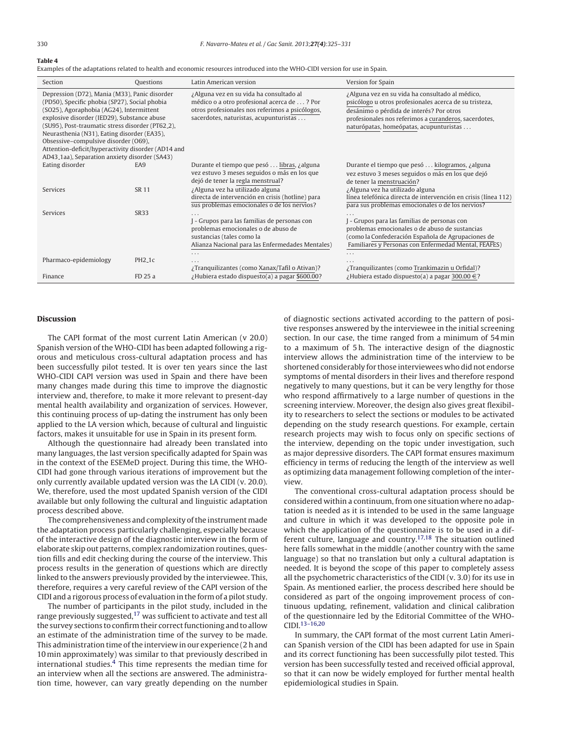**Table 4**

Examples of the adaptations related to health and economic resources introduced into the WHO-CIDI version for use in Spain.

| Section | Questions | Latin American version | Version for Spain |
|---|---|---|---|
| Depression (D72), Mania (M33), Panic disorder (PD50), Specific phobia (SP27), Social phobia (SO25), Agoraphobia (AG24), Intermittent explosive disorder (IED29), Substance abuse (SU95), Post-traumatic stress disorder (PT62_2), Neurasthenia (N31), Eating disorder (EA35), Obsessive–compulsive disorder (O69), Attention-deficit/hyperactivity disorder (AD14 and AD43_1aa), Separation anxiety disorder (SA43) | | ¿Alguna vez en su vida ha consultado al médico o a otro profesional acerca de . . . ? Por otros profesionales nos referimos a psicólogos, sacerdotes, naturistas, acupunturistas . . . | ¿Alguna vez en su vida ha consultado al médico, psicólogo u otros profesionales acerca de su tristeza, desánimo o pérdida de interés? Por otros profesionales nos referimos a curanderos, sacerdotes, naturópatas, homeópatas, acupunturistas . . . |
| Eating disorder | EA9 | Durante el tiempo que pesó . . . libras, ¿alguna vez estuvo 3 meses seguidos o más en los que dejó de tener la regla menstrual? | Durante el tiempo que pesó . . . kilogramos, ¿alguna vez estuvo 3 meses seguidos o más en los que dejó de tener la menstruación? |
| Services | SR 11 | ¿Alguna vez ha utilizado alguna directa de intervención en crisis (hotline) para sus problemas emocionales o de los nervios? | ¿Alguna vez ha utilizado alguna línea telefónica directa de intervención en crisis (línea 112) para sus problemas emocionales o de los nervios? |
| Services | SR33 | . . .<br>J - Grupos para las familias de personas con problemas emocionales o de abuso de sustancias (tales como la Alianza Nacional para las Enfermedades Mentales)<br>. . . | . . .<br>J - Grupos para las familias de personas con problemas emocionales o de abuso de sustancias (como la Confederación Española de Agrupaciones de Familiares y Personas con Enfermedad Mental, FEAFES)<br>. . . |
| Pharmaco-epidemiology | PH2_1c | . . .<br>¿Tranquilizantes (como Xanax/Tafil o Ativan)? | . . .<br>¿Tranquilizantes (como Trankimazin u Orfidal)? |
| Finance | FD 25 a | ¿Hubiera estado dispuesto(a) a pagar $600.00? | ¿Hubiera estado dispuesto(a) a pagar 300.00 €? |

## Discussion

The CAPI format of the most current Latin American (v 20.0) Spanish version of the WHO-CIDI has been adapted following a rigorous and meticulous cross-cultural adaptation process and has been successfully pilot tested. It is over ten years since the last WHO-CIDI CAPI version was used in Spain and there have been many changes made during this time to improve the diagnostic interview and, therefore, to make it more relevant to present-day mental health availability and organization of services. However, this continuing process of up-dating the instrument has only been applied to the LA version which, because of cultural and linguistic factors, makes it unsuitable for use in Spain in its present form.

Although the questionnaire had already been translated into many languages, the last version specifically adapted for Spain was in the context of the ESEMeD project. During this time, the WHO-CIDI had gone through various iterations of improvement but the only currently available updated version was the LA CIDI (v. 20.0). We, therefore, used the most updated Spanish version of the CIDI available but only following the cultural and linguistic adaptation process described above.

The comprehensiveness and complexity of the instrument made the adaptation process particularly challenging, especially because of the interactive design of the diagnostic interview in the form of elaborate skip out patterns, complex randomization routines, question fills and edit checking during the course of the interview. This process results in the generation of questions which are directly linked to the answers previously provided by the interviewee. This, therefore, requires a very careful review of the CAPI version of the CIDI and a rigorous process of evaluation in the form of a pilot study.

The number of participants in the pilot study, included in the range previously suggested,[17] was sufficient to activate and test all the survey sections to confirm their correct functioning and to allow an estimate of the administration time of the survey to be made. This administration time of the interview in our experience (2 h and 10 min approximately) was similar to that previously described in international studies.[4] This time represents the median time for an interview when all the sections are answered. The administration time, however, can vary greatly depending on the number of diagnostic sections activated according to the pattern of positive responses answered by the interviewee in the initial screening section. In our case, the time ranged from a minimum of 54 min to a maximum of 5 h. The interactive design of the diagnostic interview allows the administration time of the interview to be shortened considerably for those interviewees who did not endorse symptoms of mental disorders in their lives and therefore respond negatively to many questions, but it can be very lengthy for those who respond affirmatively to a large number of questions in the screening interview. Moreover, the design also gives great flexibility to researchers to select the sections or modules to be activated depending on the study research questions. For example, certain research projects may wish to focus only on specific sections of the interview, depending on the topic under investigation, such as major depressive disorders. The CAPI format ensures maximum efficiency in terms of reducing the length of the interview as well as optimizing data management following completion of the interview.

The conventional cross-cultural adaptation process should be considered within a continuum, from one situation where no adaptation is needed as it is intended to be used in the same language and culture in which it was developed to the opposite pole in which the application of the questionnaire is to be used in a different culture, language and country.[17,18] The situation outlined here falls somewhat in the middle (another country with the same language) so that no translation but only a cultural adaptation is needed. It is beyond the scope of this paper to completely assess all the psychometric characteristics of the CIDI (v. 3.0) for its use in Spain. As mentioned earlier, the process described here should be considered as part of the ongoing improvement process of continuous updating, refinement, validation and clinical calibration of the questionnaire led by the Editorial Committee of the WHO-CIDI.[13–16,20]

In summary, the CAPI format of the most current Latin American Spanish version of the CIDI has been adapted for use in Spain and its correct functioning has been successfully pilot tested. This version has been successfully tested and received official approval, so that it can now be widely employed for further mental health epidemiological studies in Spain.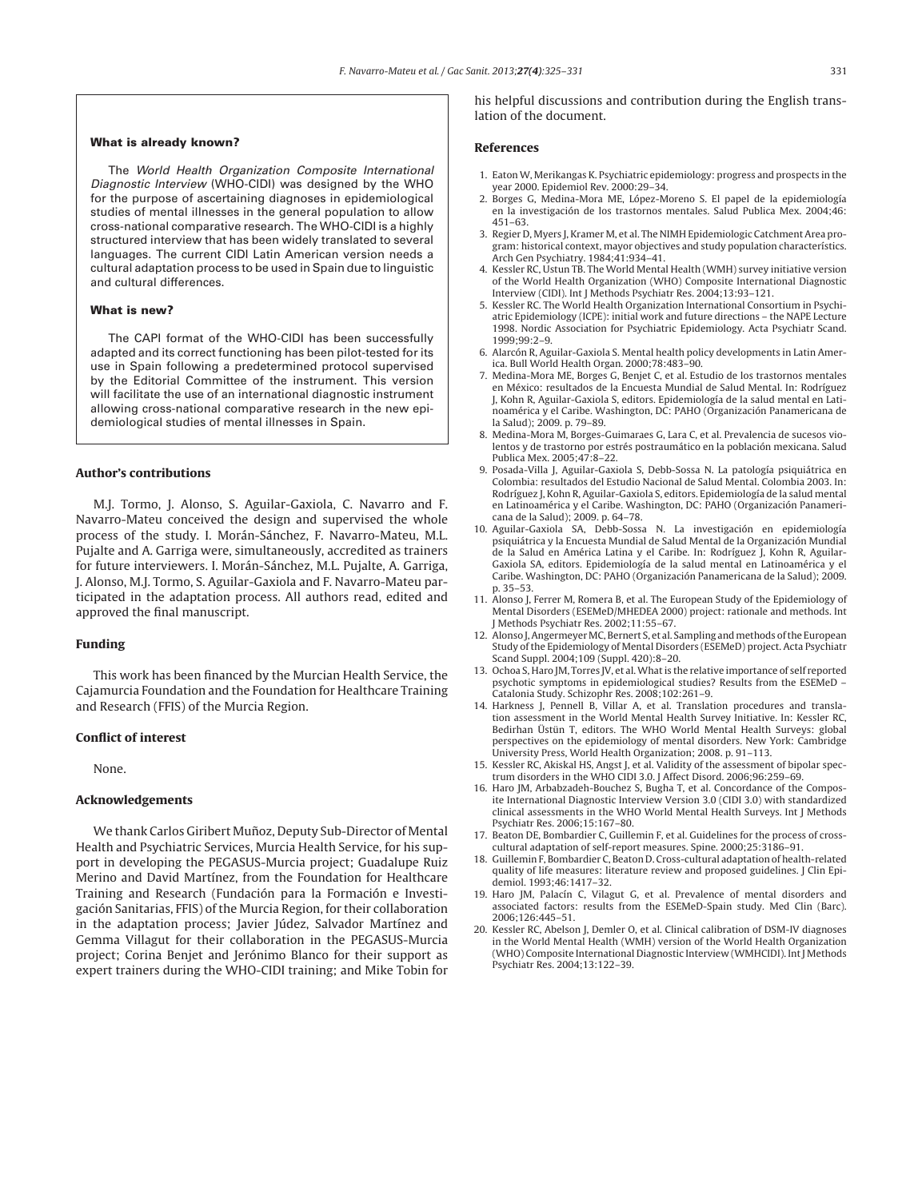### What is already known?

The *World Health Organization Composite International Diagnostic Interview* (WHO-CIDI) was designed by the WHO for the purpose of ascertaining diagnoses in epidemiological studies of mental illnesses in the general population to allow cross-national comparative research. The WHO-CIDI is a highly structured interview that has been widely translated to several languages. The current CIDI Latin American version needs a cultural adaptation process to be used in Spain due to linguistic and cultural differences.

### What is new?

The CAPI format of the WHO-CIDI has been successfully adapted and its correct functioning has been pilot-tested for its use in Spain following a predetermined protocol supervised by the Editorial Committee of the instrument. This version will facilitate the use of an international diagnostic instrument allowing cross-national comparative research in the new epidemiological studies of mental illnesses in Spain.

## Author's contributions

M.J. Tormo, J. Alonso, S. Aguilar-Gaxiola, C. Navarro and F. Navarro-Mateu conceived the design and supervised the whole process of the study. I. Morán-Sánchez, F. Navarro-Mateu, M.L. Pujalte and A. Garriga were, simultaneously, accredited as trainers for future interviewers. I. Morán-Sánchez, M.L. Pujalte, A. Garriga, J. Alonso, M.J. Tormo, S. Aguilar-Gaxiola and F. Navarro-Mateu participated in the adaptation process. All authors read, edited and approved the final manuscript.

## Funding

This work has been financed by the Murcian Health Service, the Cajamurcia Foundation and the Foundation for Healthcare Training and Research (FFIS) of the Murcia Region.

## Conflict of interest

None.

## Acknowledgements

We thank Carlos Giribert Muñoz, Deputy Sub-Director of Mental Health and Psychiatric Services, Murcia Health Service, for his support in developing the PEGASUS-Murcia project; Guadalupe Ruiz Merino and David Martínez, from the Foundation for Healthcare Training and Research (Fundación para la Formación e Investigación Sanitarias, FFIS) of the Murcia Region, for their collaboration in the adaptation process; Javier Júdez, Salvador Martínez and Gemma Villagut for their collaboration in the PEGASUS-Murcia project; Corina Benjet and Jerónimo Blanco for their support as expert trainers during the WHO-CIDI training; and Mike Tobin for his helpful discussions and contribution during the English translation of the document.

## References

1. Eaton W, Merikangas K. Psychiatric epidemiology: progress and prospects in the year 2000. Epidemiol Rev. 2000:29–34.
2. Borges G, Medina-Mora ME, López-Moreno S. El papel de la epidemiología en la investigación de los trastornos mentales. Salud Publica Mex. 2004;46: 451–63.
3. Regier D, Myers J, Kramer M, et al. The NIMH Epidemiologic Catchment Area program: historical context, mayor objectives and study population characterístics. Arch Gen Psychiatry. 1984;41:934–41.
4. Kessler RC, Ustun TB. The World Mental Health (WMH) survey initiative version of the World Health Organization (WHO) Composite International Diagnostic Interview (CIDI). Int J Methods Psychiatr Res. 2004;13:93–121.
5. Kessler RC. The World Health Organization International Consortium in Psychiatric Epidemiology (ICPE): initial work and future directions – the NAPE Lecture 1998. Nordic Association for Psychiatric Epidemiology. Acta Psychiatr Scand. 1999;99:2–9.
6. Alarcón R, Aguilar-Gaxiola S. Mental health policy developments in Latin America. Bull World Health Organ. 2000;78:483–90.
7. Medina-Mora ME, Borges G, Benjet C, et al. Estudio de los trastornos mentales en México: resultados de la Encuesta Mundial de Salud Mental. In: Rodríguez J, Kohn R, Aguilar-Gaxiola S, editors. Epidemiología de la salud mental en Latinoamérica y el Caribe. Washington, DC: PAHO (Organización Panamericana de la Salud); 2009. p. 79–89.
8. Medina-Mora M, Borges-Guimaraes G, Lara C, et al. Prevalencia de sucesos violentos y de trastorno por estrés postraumático en la población mexicana. Salud Publica Mex. 2005;47:8–22.
9. Posada-Villa J, Aguilar-Gaxiola S, Debb-Sossa N. La patología psiquiátrica en Colombia: resultados del Estudio Nacional de Salud Mental. Colombia 2003. In: Rodríguez J, Kohn R, Aguilar-Gaxiola S, editors. Epidemiología de la salud mental en Latinoamérica y el Caribe. Washington, DC: PAHO (Organización Panamericana de la Salud); 2009. p. 64–78.
10. Aguilar-Gaxiola SA, Debb-Sossa N. La investigación en epidemiología psiquiátrica y la Encuesta Mundial de Salud Mental de la Organización Mundial de la Salud en América Latina y el Caribe. In: Rodríguez J, Kohn R, Aguilar-Gaxiola SA, editors. Epidemiología de la salud mental en Latinoamérica y el Caribe. Washington, DC: PAHO (Organización Panamericana de la Salud); 2009. p. 35–53.
11. Alonso J, Ferrer M, Romera B, et al. The European Study of the Epidemiology of Mental Disorders (ESEMeD/MHEDEA 2000) project: rationale and methods. Int J Methods Psychiatr Res. 2002;11:55–67.
12. Alonso J, Angermeyer MC, Bernert S, et al. Sampling and methods of the European Study of the Epidemiology of Mental Disorders (ESEMeD) project. Acta Psychiatr Scand Suppl. 2004;109 (Suppl. 420):8–20.
13. Ochoa S, Haro JM, Torres JV, et al. What is the relative importance of self reported psychotic symptoms in epidemiological studies? Results from the ESEMeD – Catalonia Study. Schizophr Res. 2008;102:261–9.
14. Harkness J, Pennell B, Villar A, et al. Translation procedures and translation assessment in the World Mental Health Survey Initiative. In: Kessler RC, Bedirhan Üstün T, editors. The WHO World Mental Health Surveys: global perspectives on the epidemiology of mental disorders. New York: Cambridge University Press, World Health Organization; 2008. p. 91–113.
15. Kessler RC, Akiskal HS, Angst J, et al. Validity of the assessment of bipolar spectrum disorders in the WHO CIDI 3.0. J Affect Disord. 2006;96:259–69.
16. Haro JM, Arbabzadeh-Bouchez S, Bugha T, et al. Concordance of the Composite International Diagnostic Interview Version 3.0 (CIDI 3.0) with standardized clinical assessments in the WHO World Mental Health Surveys. Int J Methods Psychiatr Res. 2006;15:167–80.
17. Beaton DE, Bombardier C, Guillemin F, et al. Guidelines for the process of cross-cultural adaptation of self-report measures. Spine. 2000;25:3186–91.
18. Guillemin F, Bombardier C, Beaton D. Cross-cultural adaptation of health-related quality of life measures: literature review and proposed guidelines. J Clin Epidemiol. 1993;46:1417–32.
19. Haro JM, Palacín C, Vilagut G, et al. Prevalence of mental disorders and associated factors: results from the ESEMeD-Spain study. Med Clin (Barc). 2006;126:445–51.
20. Kessler RC, Abelson J, Demler O, et al. Clinical calibration of DSM-IV diagnoses in the World Mental Health (WMH) version of the World Health Organization (WHO) Composite International Diagnostic Interview (WMHCIDI). Int J Methods Psychiatr Res. 2004;13:122–39.